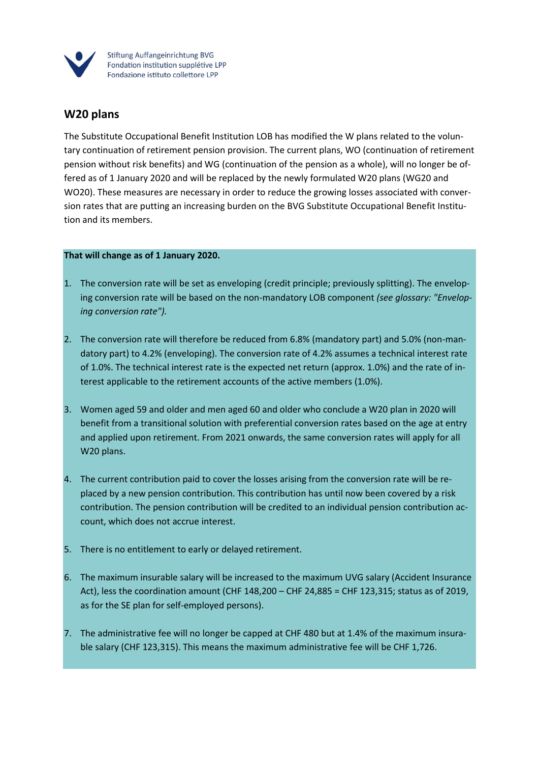Stiftung Auffangeinrichtung BVG
Fondation institution supplétive LPP
Fondazione istituto collettore LPP

## W20 plans

The Substitute Occupational Benefit Institution LOB has modified the W plans related to the voluntary continuation of retirement pension provision. The current plans, WO (continuation of retirement pension without risk benefits) and WG (continuation of the pension as a whole), will no longer be offered as of 1 January 2020 and will be replaced by the newly formulated W20 plans (WG20 and WO20). These measures are necessary in order to reduce the growing losses associated with conversion rates that are putting an increasing burden on the BVG Substitute Occupational Benefit Institution and its members.

**That will change as of 1 January 2020.**

1. The conversion rate will be set as enveloping (credit principle; previously splitting). The enveloping conversion rate will be based on the non-mandatory LOB component *(see glossary: "Enveloping conversion rate").*

2. The conversion rate will therefore be reduced from 6.8% (mandatory part) and 5.0% (non-mandatory part) to 4.2% (enveloping). The conversion rate of 4.2% assumes a technical interest rate of 1.0%. The technical interest rate is the expected net return (approx. 1.0%) and the rate of interest applicable to the retirement accounts of the active members (1.0%).

3. Women aged 59 and older and men aged 60 and older who conclude a W20 plan in 2020 will benefit from a transitional solution with preferential conversion rates based on the age at entry and applied upon retirement. From 2021 onwards, the same conversion rates will apply for all W20 plans.

4. The current contribution paid to cover the losses arising from the conversion rate will be replaced by a new pension contribution. This contribution has until now been covered by a risk contribution. The pension contribution will be credited to an individual pension contribution account, which does not accrue interest.

5. There is no entitlement to early or delayed retirement.

6. The maximum insurable salary will be increased to the maximum UVG salary (Accident Insurance Act), less the coordination amount (CHF 148,200 – CHF 24,885 = CHF 123,315; status as of 2019, as for the SE plan for self-employed persons).

7. The administrative fee will no longer be capped at CHF 480 but at 1.4% of the maximum insurable salary (CHF 123,315). This means the maximum administrative fee will be CHF 1,726.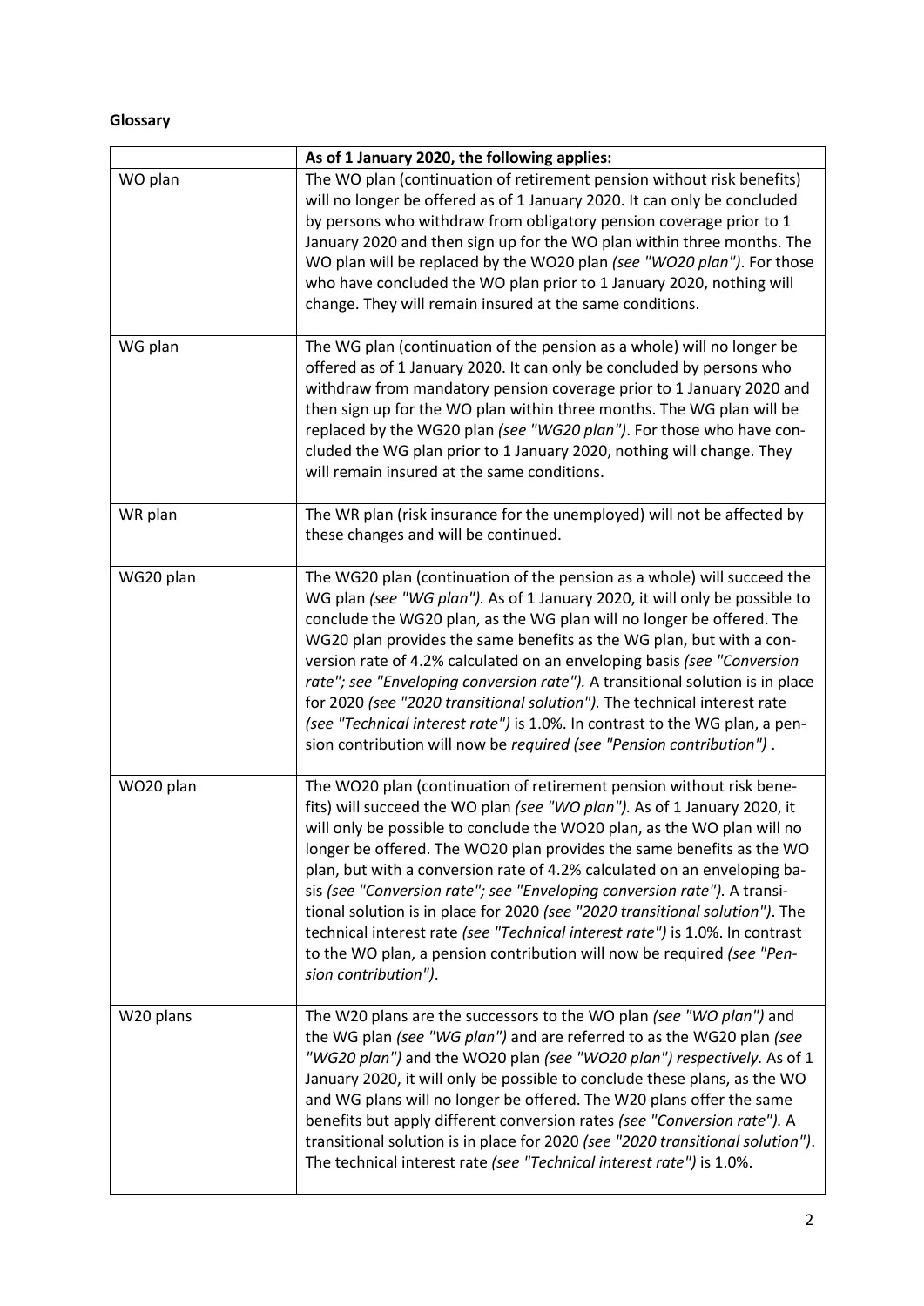**Glossary**

| | As of 1 January 2020, the following applies: |
|---|---|
| WO plan | The WO plan (continuation of retirement pension without risk benefits) will no longer be offered as of 1 January 2020. It can only be concluded by persons who withdraw from obligatory pension coverage prior to 1 January 2020 and then sign up for the WO plan within three months. The WO plan will be replaced by the WO20 plan *(see "WO20 plan")*. For those who have concluded the WO plan prior to 1 January 2020, nothing will change. They will remain insured at the same conditions. |
| WG plan | The WG plan (continuation of the pension as a whole) will no longer be offered as of 1 January 2020. It can only be concluded by persons who withdraw from mandatory pension coverage prior to 1 January 2020 and then sign up for the WO plan within three months. The WG plan will be replaced by the WG20 plan *(see "WG20 plan")*. For those who have concluded the WG plan prior to 1 January 2020, nothing will change. They will remain insured at the same conditions. |
| WR plan | The WR plan (risk insurance for the unemployed) will not be affected by these changes and will be continued. |
| WG20 plan | The WG20 plan (continuation of the pension as a whole) will succeed the WG plan *(see "WG plan").* As of 1 January 2020, it will only be possible to conclude the WG20 plan, as the WG plan will no longer be offered. The WG20 plan provides the same benefits as the WG plan, but with a conversion rate of 4.2% calculated on an enveloping basis *(see "Conversion rate"; see "Enveloping conversion rate").* A transitional solution is in place for 2020 *(see "2020 transitional solution").* The technical interest rate *(see "Technical interest rate")* is 1.0%. In contrast to the WG plan, a pension contribution will now be *required (see "Pension contribution")* . |
| WO20 plan | The WO20 plan (continuation of retirement pension without risk benefits) will succeed the WO plan *(see "WO plan").* As of 1 January 2020, it will only be possible to conclude the WO20 plan, as the WO plan will no longer be offered. The WO20 plan provides the same benefits as the WO plan, but with a conversion rate of 4.2% calculated on an enveloping basis *(see "Conversion rate"; see "Enveloping conversion rate").* A transitional solution is in place for 2020 *(see "2020 transitional solution")*. The technical interest rate *(see "Technical interest rate")* is 1.0%. In contrast to the WO plan, a pension contribution will now be required *(see "Pension contribution")*. |
| W20 plans | The W20 plans are the successors to the WO plan *(see "WO plan")* and the WG plan *(see "WG plan")* and are referred to as the WG20 plan *(see "WG20 plan")* and the WO20 plan *(see "WO20 plan") respectively.* As of 1 January 2020, it will only be possible to conclude these plans, as the WO and WG plans will no longer be offered. The W20 plans offer the same benefits but apply different conversion rates *(see "Conversion rate").* A transitional solution is in place for 2020 *(see "2020 transitional solution")*. The technical interest rate *(see "Technical interest rate")* is 1.0%. |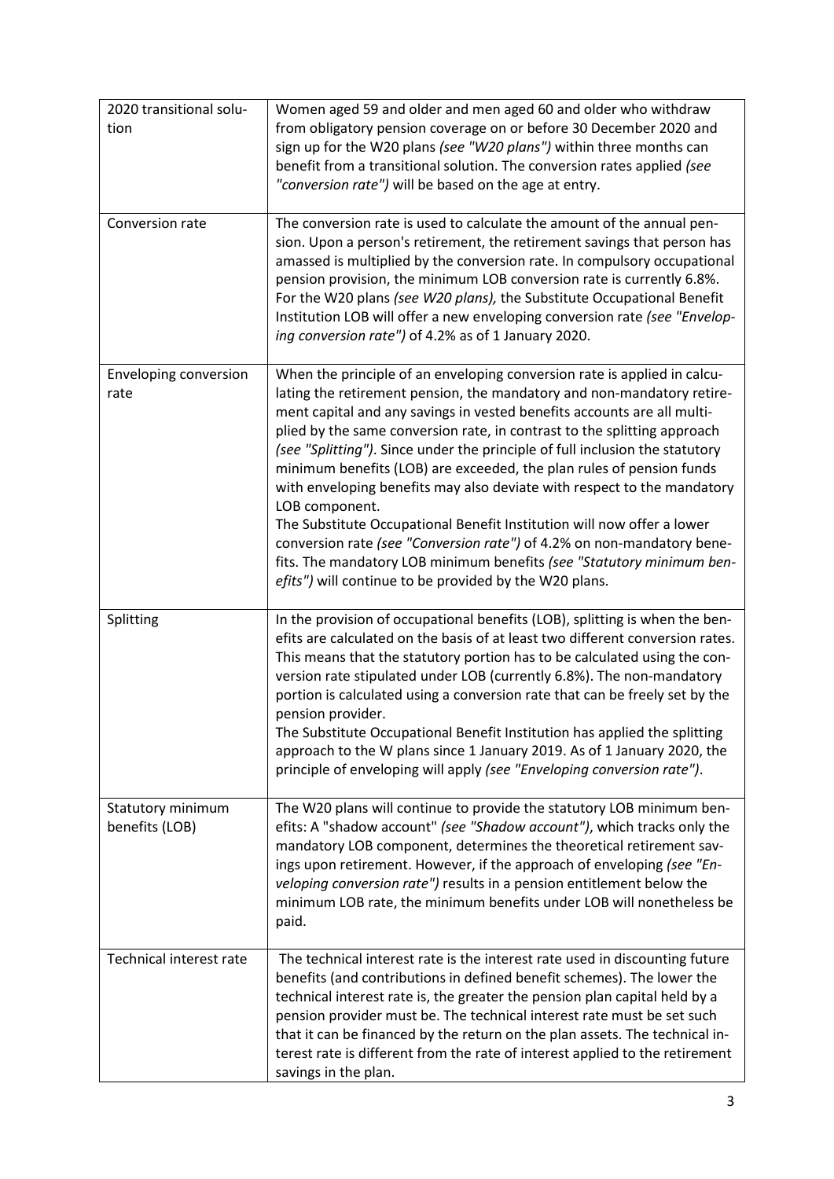| | |
|---|---|
| 2020 transitional solution | Women aged 59 and older and men aged 60 and older who withdraw from obligatory pension coverage on or before 30 December 2020 and sign up for the W20 plans *(see "W20 plans")* within three months can benefit from a transitional solution. The conversion rates applied *(see "conversion rate")* will be based on the age at entry. |
| Conversion rate | The conversion rate is used to calculate the amount of the annual pension. Upon a person's retirement, the retirement savings that person has amassed is multiplied by the conversion rate. In compulsory occupational pension provision, the minimum LOB conversion rate is currently 6.8%. For the W20 plans *(see W20 plans),* the Substitute Occupational Benefit Institution LOB will offer a new enveloping conversion rate *(see "Enveloping conversion rate")* of 4.2% as of 1 January 2020. |
| Enveloping conversion rate | When the principle of an enveloping conversion rate is applied in calculating the retirement pension, the mandatory and non-mandatory retirement capital and any savings in vested benefits accounts are all multiplied by the same conversion rate, in contrast to the splitting approach *(see "Splitting")*. Since under the principle of full inclusion the statutory minimum benefits (LOB) are exceeded, the plan rules of pension funds with enveloping benefits may also deviate with respect to the mandatory LOB component.<br>The Substitute Occupational Benefit Institution will now offer a lower conversion rate *(see "Conversion rate")* of 4.2% on non-mandatory benefits. The mandatory LOB minimum benefits *(see "Statutory minimum benefits")* will continue to be provided by the W20 plans. |
| Splitting | In the provision of occupational benefits (LOB), splitting is when the benefits are calculated on the basis of at least two different conversion rates. This means that the statutory portion has to be calculated using the conversion rate stipulated under LOB (currently 6.8%). The non-mandatory portion is calculated using a conversion rate that can be freely set by the pension provider.<br>The Substitute Occupational Benefit Institution has applied the splitting approach to the W plans since 1 January 2019. As of 1 January 2020, the principle of enveloping will apply *(see "Enveloping conversion rate")*. |
| Statutory minimum benefits (LOB) | The W20 plans will continue to provide the statutory LOB minimum benefits: A "shadow account" *(see "Shadow account")*, which tracks only the mandatory LOB component, determines the theoretical retirement savings upon retirement. However, if the approach of enveloping *(see "Enveloping conversion rate")* results in a pension entitlement below the minimum LOB rate, the minimum benefits under LOB will nonetheless be paid. |
| Technical interest rate | The technical interest rate is the interest rate used in discounting future benefits (and contributions in defined benefit schemes). The lower the technical interest rate is, the greater the pension plan capital held by a pension provider must be. The technical interest rate must be set such that it can be financed by the return on the plan assets. The technical interest rate is different from the rate of interest applied to the retirement savings in the plan. |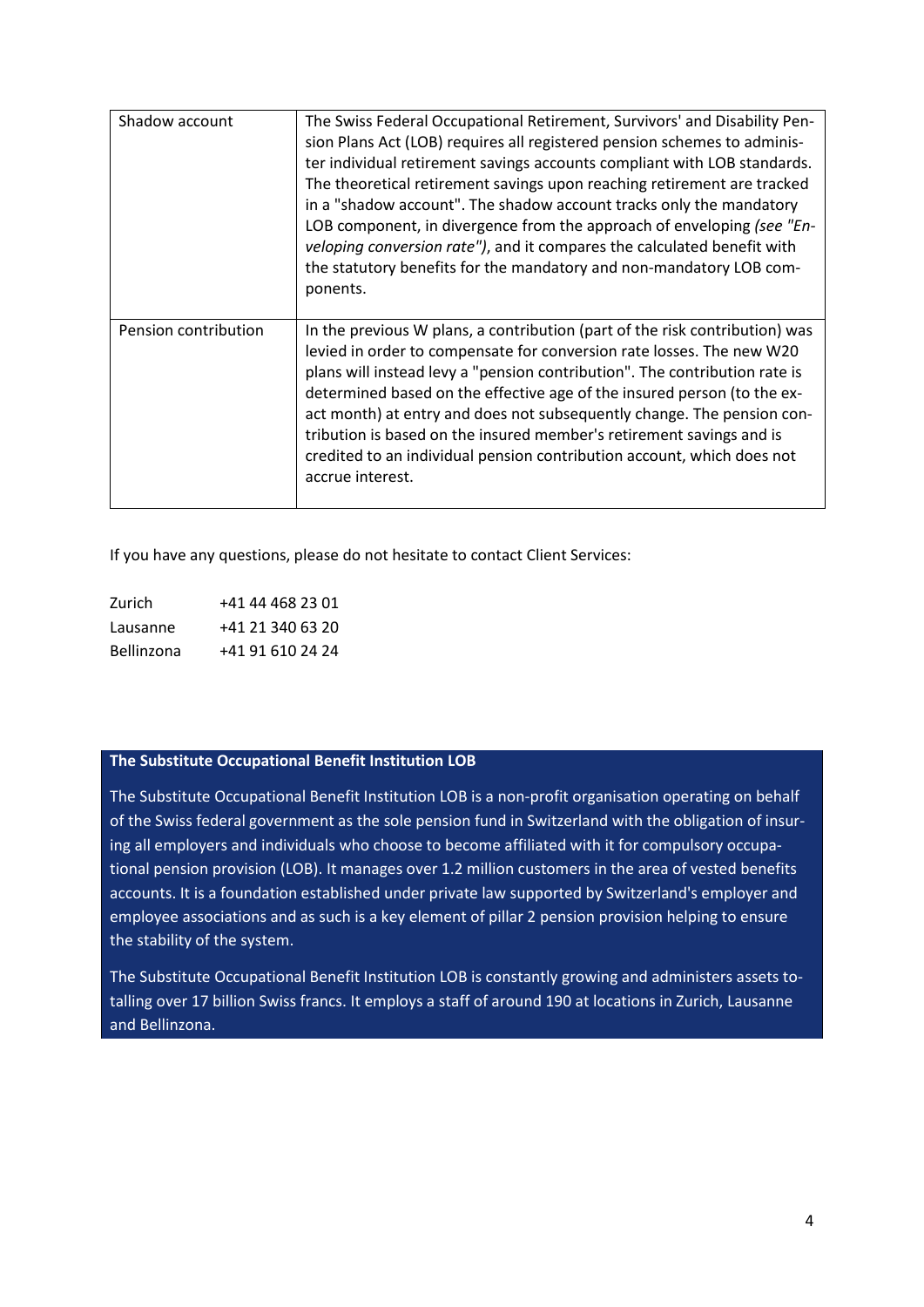| | |
|---|---|
| Shadow account | The Swiss Federal Occupational Retirement, Survivors' and Disability Pension Plans Act (LOB) requires all registered pension schemes to administer individual retirement savings accounts compliant with LOB standards. The theoretical retirement savings upon reaching retirement are tracked in a "shadow account". The shadow account tracks only the mandatory LOB component, in divergence from the approach of enveloping *(see "Enveloping conversion rate")*, and it compares the calculated benefit with the statutory benefits for the mandatory and non-mandatory LOB components. |
| Pension contribution | In the previous W plans, a contribution (part of the risk contribution) was levied in order to compensate for conversion rate losses. The new W20 plans will instead levy a "pension contribution". The contribution rate is determined based on the effective age of the insured person (to the exact month) at entry and does not subsequently change. The pension contribution is based on the insured member's retirement savings and is credited to an individual pension contribution account, which does not accrue interest. |

If you have any questions, please do not hesitate to contact Client Services:

| | |
|---|---|
| Zurich | +41 44 468 23 01 |
| Lausanne | +41 21 340 63 20 |
| Bellinzona | +41 91 610 24 24 |

**The Substitute Occupational Benefit Institution LOB**

The Substitute Occupational Benefit Institution LOB is a non-profit organisation operating on behalf of the Swiss federal government as the sole pension fund in Switzerland with the obligation of insuring all employers and individuals who choose to become affiliated with it for compulsory occupational pension provision (LOB). It manages over 1.2 million customers in the area of vested benefits accounts. It is a foundation established under private law supported by Switzerland's employer and employee associations and as such is a key element of pillar 2 pension provision helping to ensure the stability of the system.

The Substitute Occupational Benefit Institution LOB is constantly growing and administers assets totalling over 17 billion Swiss francs. It employs a staff of around 190 at locations in Zurich, Lausanne and Bellinzona.